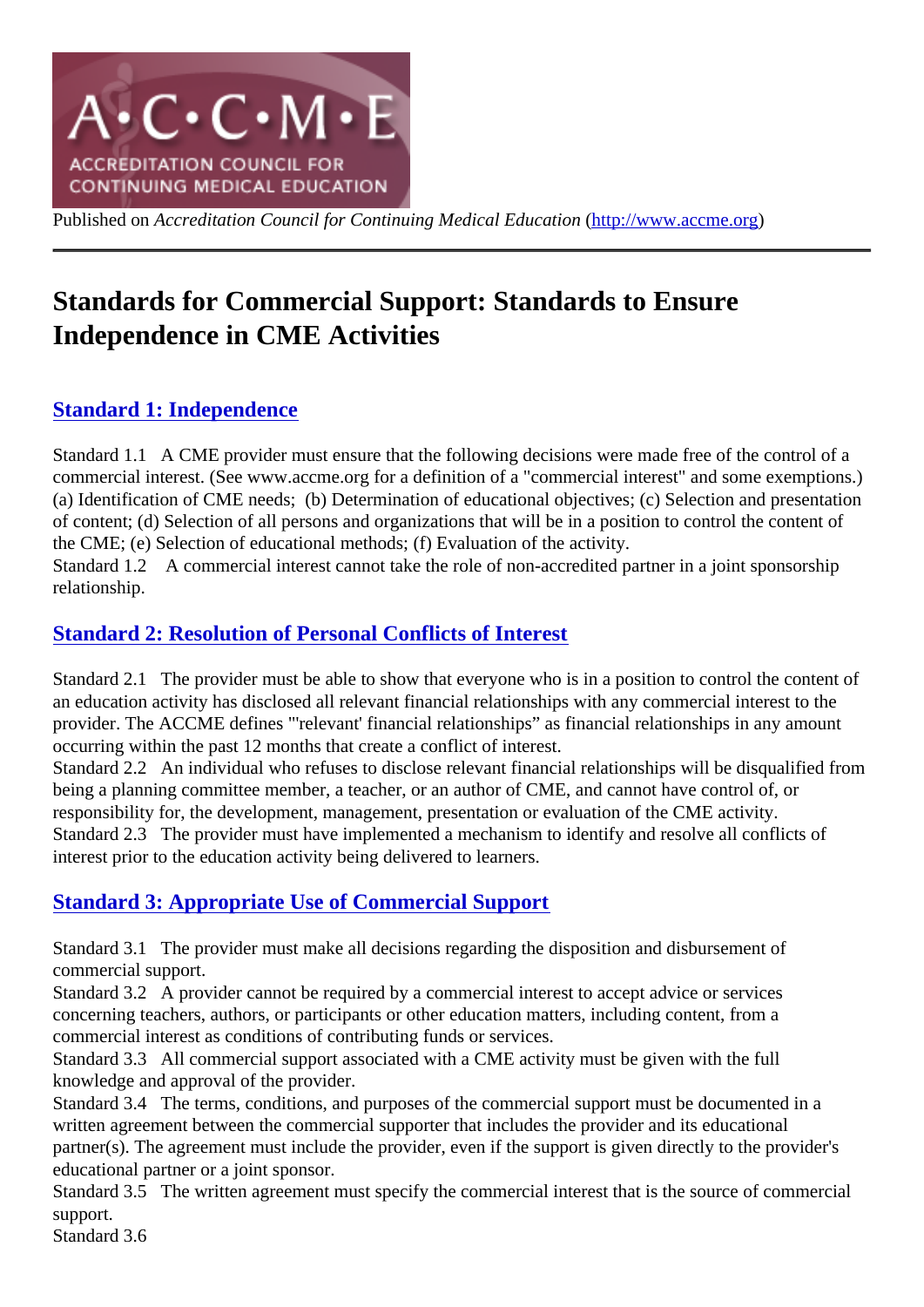Published on *Accreditation Council for Continuing Medical Education* (http://www.accme.org)

# Standards for Commercial Support: Standards to Ensure Independence in CME Activities

## Standard 1: Independence

Standard 1.1 A CME provider must ensure that the following decisions were made free of the control of a commercial interest. (See www.accme.org for a definition of a "commercial interest" and some exemptions.) (a) Identification of CME needs; (b) Determination of educational objectives; (c) Selection and presentation of content; (d) Selection of all persons and organizations that will be in a position to control the content of the CME; (e) Selection of educational methods; (f) Evaluation of the activity.
Standard 1.2 A commercial interest cannot take the role of non-accredited partner in a joint sponsorship relationship.

## Standard 2: Resolution of Personal Conflicts of Interest

Standard 2.1 The provider must be able to show that everyone who is in a position to control the content of an education activity has disclosed all relevant financial relationships with any commercial interest to the provider. The ACCME defines "'relevant' financial relationships" as financial relationships in any amount occurring within the past 12 months that create a conflict of interest.
Standard 2.2 An individual who refuses to disclose relevant financial relationships will be disqualified from being a planning committee member, a teacher, or an author of CME, and cannot have control of, or responsibility for, the development, management, presentation or evaluation of the CME activity.
Standard 2.3 The provider must have implemented a mechanism to identify and resolve all conflicts of interest prior to the education activity being delivered to learners.

## Standard 3: Appropriate Use of Commercial Support

Standard 3.1 The provider must make all decisions regarding the disposition and disbursement of commercial support.
Standard 3.2 A provider cannot be required by a commercial interest to accept advice or services concerning teachers, authors, or participants or other education matters, including content, from a commercial interest as conditions of contributing funds or services.
Standard 3.3 All commercial support associated with a CME activity must be given with the full knowledge and approval of the provider.
Standard 3.4 The terms, conditions, and purposes of the commercial support must be documented in a written agreement between the commercial supporter that includes the provider and its educational partner(s). The agreement must include the provider, even if the support is given directly to the provider's educational partner or a joint sponsor.
Standard 3.5 The written agreement must specify the commercial interest that is the source of commercial support.
Standard 3.6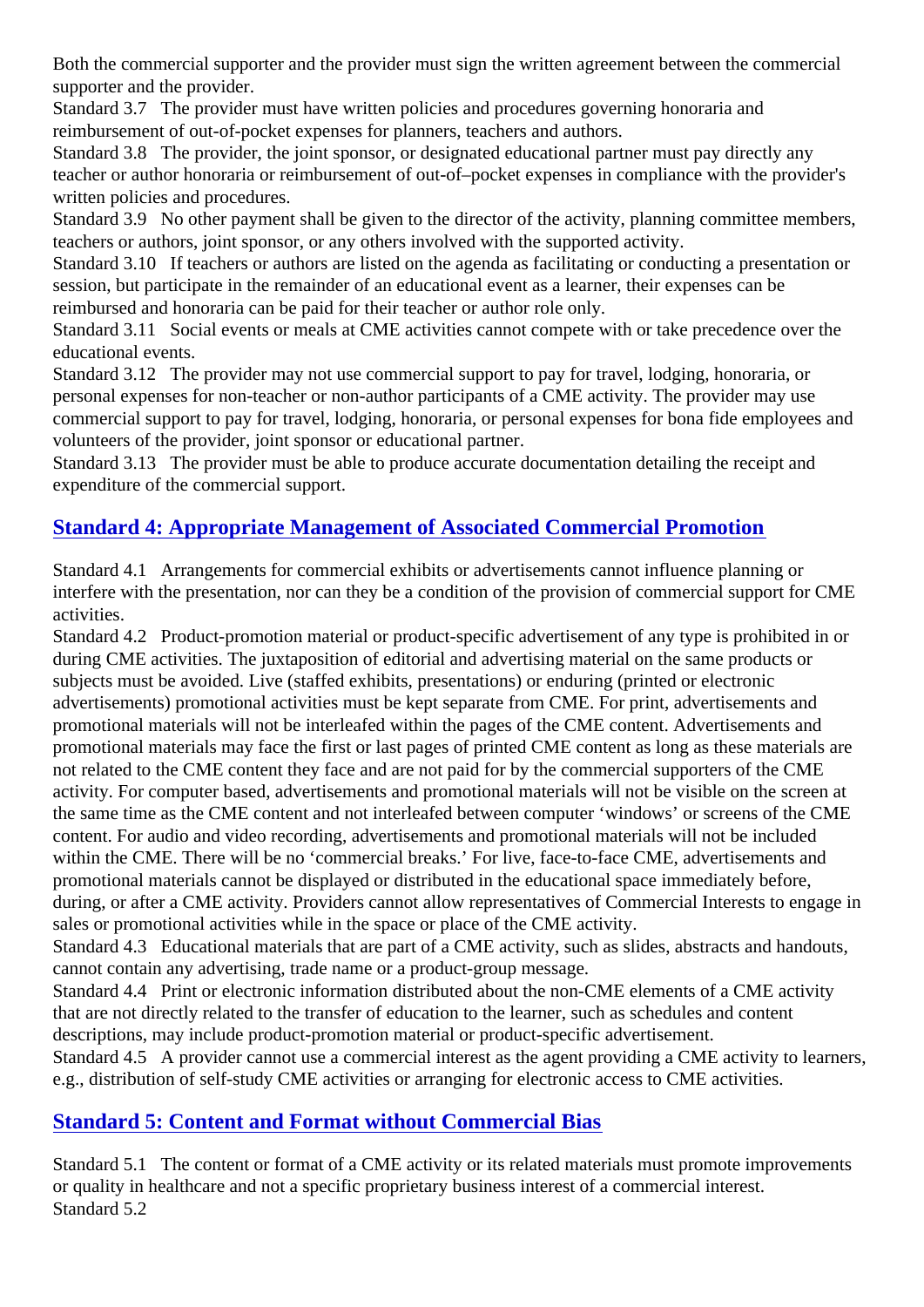Both the commercial supporter and the provider must sign the written agreement between the commercial supporter and the provider.

Standard 3.7 The provider must have written policies and procedures governing honoraria and reimbursement of out-of-pocket expenses for planners, teachers and authors.

Standard 3.8 The provider, the joint sponsor, or designated educational partner must pay directly any teacher or author honoraria or reimbursement of out-of–pocket expenses in compliance with the provider's written policies and procedures.

Standard 3.9 No other payment shall be given to the director of the activity, planning committee members, teachers or authors, joint sponsor, or any others involved with the supported activity.

Standard 3.10 If teachers or authors are listed on the agenda as facilitating or conducting a presentation or session, but participate in the remainder of an educational event as a learner, their expenses can be reimbursed and honoraria can be paid for their teacher or author role only.

Standard 3.11 Social events or meals at CME activities cannot compete with or take precedence over the educational events.

Standard 3.12 The provider may not use commercial support to pay for travel, lodging, honoraria, or personal expenses for non-teacher or non-author participants of a CME activity. The provider may use commercial support to pay for travel, lodging, honoraria, or personal expenses for bona fide employees and volunteers of the provider, joint sponsor or educational partner.

Standard 3.13 The provider must be able to produce accurate documentation detailing the receipt and expenditure of the commercial support.

## Standard 4: Appropriate Management of Associated Commercial Promotion

Standard 4.1 Arrangements for commercial exhibits or advertisements cannot influence planning or interfere with the presentation, nor can they be a condition of the provision of commercial support for CME activities.

Standard 4.2 Product-promotion material or product-specific advertisement of any type is prohibited in or during CME activities. The juxtaposition of editorial and advertising material on the same products or subjects must be avoided. Live (staffed exhibits, presentations) or enduring (printed or electronic advertisements) promotional activities must be kept separate from CME. For print, advertisements and promotional materials will not be interleafed within the pages of the CME content. Advertisements and promotional materials may face the first or last pages of printed CME content as long as these materials are not related to the CME content they face and are not paid for by the commercial supporters of the CME activity. For computer based, advertisements and promotional materials will not be visible on the screen at the same time as the CME content and not interleafed between computer 'windows' or screens of the CME content. For audio and video recording, advertisements and promotional materials will not be included within the CME. There will be no 'commercial breaks.' For live, face-to-face CME, advertisements and promotional materials cannot be displayed or distributed in the educational space immediately before, during, or after a CME activity. Providers cannot allow representatives of Commercial Interests to engage in sales or promotional activities while in the space or place of the CME activity.

Standard 4.3 Educational materials that are part of a CME activity, such as slides, abstracts and handouts, cannot contain any advertising, trade name or a product-group message.

Standard 4.4 Print or electronic information distributed about the non-CME elements of a CME activity that are not directly related to the transfer of education to the learner, such as schedules and content descriptions, may include product-promotion material or product-specific advertisement.

Standard 4.5 A provider cannot use a commercial interest as the agent providing a CME activity to learners, e.g., distribution of self-study CME activities or arranging for electronic access to CME activities.

## Standard 5: Content and Format without Commercial Bias

Standard 5.1 The content or format of a CME activity or its related materials must promote improvements or quality in healthcare and not a specific proprietary business interest of a commercial interest.

Standard 5.2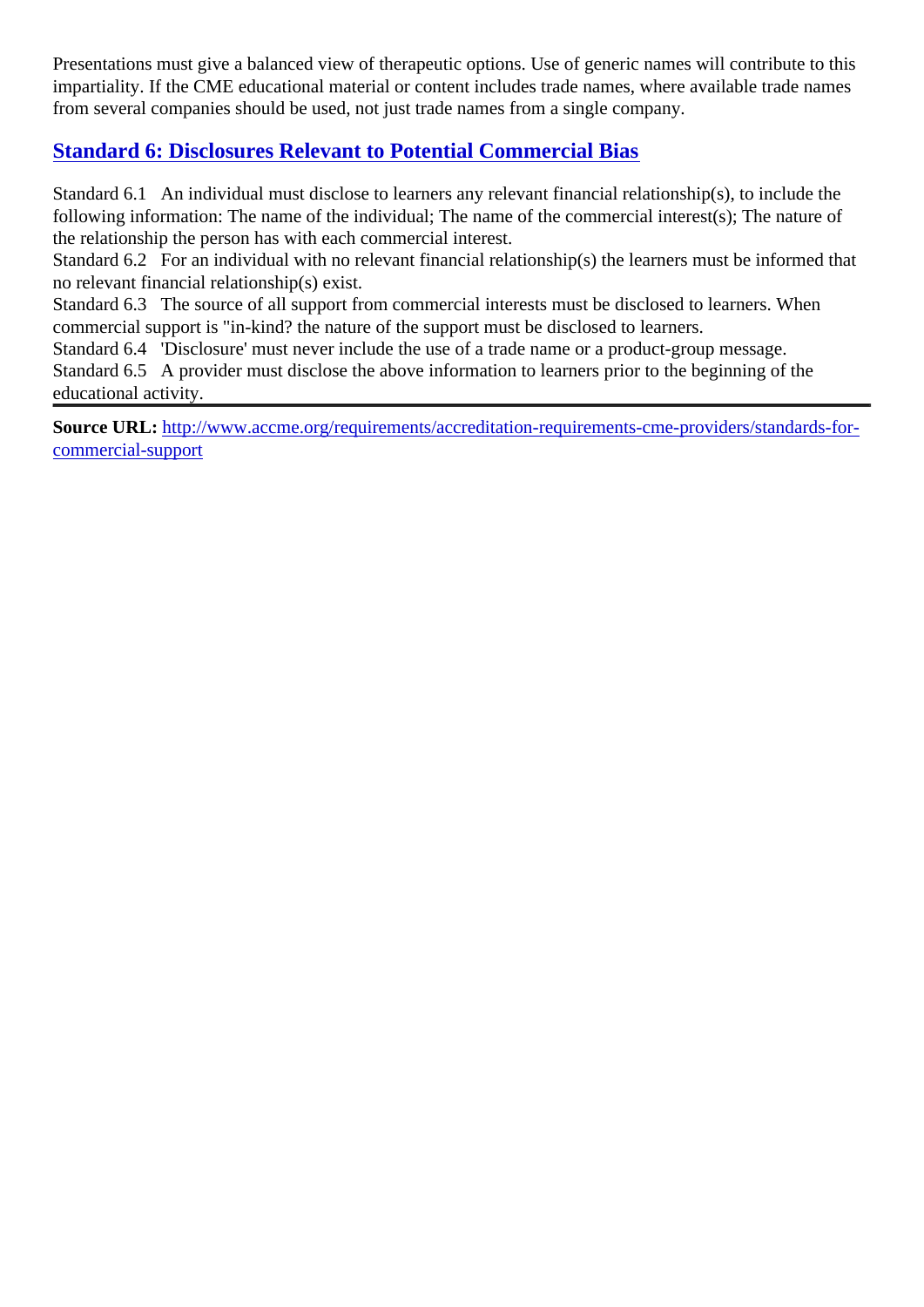Presentations must give a balanced view of therapeutic options. Use of generic names will contribute to this impartiality. If the CME educational material or content includes trade names, where available trade names from several companies should be used, not just trade names from a single company.

## [Standard 6: Disclosures Relevant to Potential Commercial Bias](#)

Standard 6.1 An individual must disclose to learners any relevant financial relationship(s), to include the following information: The name of the individual; The name of the commercial interest(s); The nature of the relationship the person has with each commercial interest.
Standard 6.2 For an individual with no relevant financial relationship(s) the learners must be informed that no relevant financial relationship(s) exist.
Standard 6.3 The source of all support from commercial interests must be disclosed to learners. When commercial support is "in-kind? the nature of the support must be disclosed to learners.
Standard 6.4 'Disclosure' must never include the use of a trade name or a product-group message.
Standard 6.5 A provider must disclose the above information to learners prior to the beginning of the educational activity.

---

**Source URL:** [http://www.accme.org/requirements/accreditation-requirements-cme-providers/standards-for-commercial-support](http://www.accme.org/requirements/accreditation-requirements-cme-providers/standards-for-commercial-support)